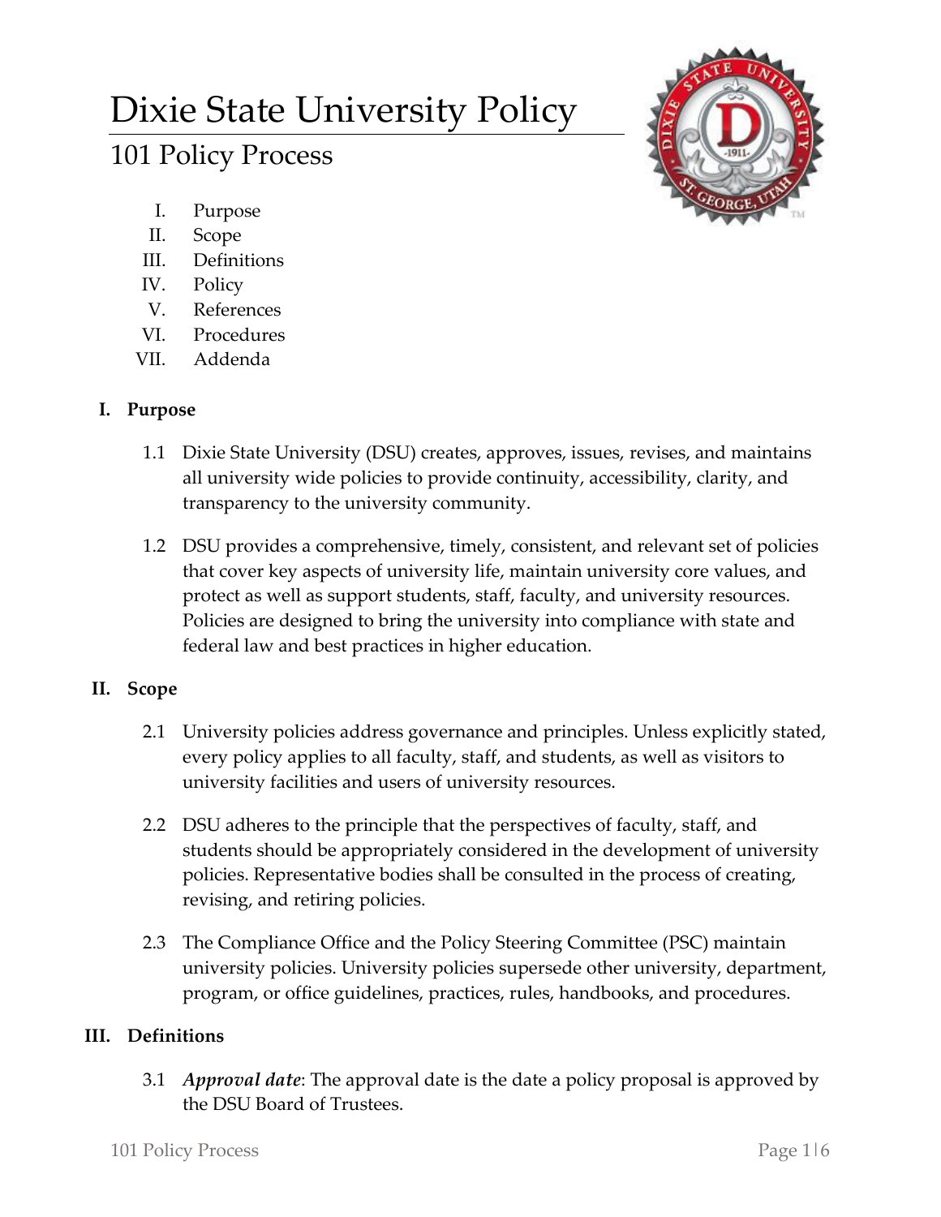# Dixie State University Policy

## 101 Policy Process

I. Purpose
II. Scope
III. Definitions
IV. Policy
V. References
VI. Procedures
VII. Addenda

### I. Purpose

1.1 Dixie State University (DSU) creates, approves, issues, revises, and maintains all university wide policies to provide continuity, accessibility, clarity, and transparency to the university community.

1.2 DSU provides a comprehensive, timely, consistent, and relevant set of policies that cover key aspects of university life, maintain university core values, and protect as well as support students, staff, faculty, and university resources. Policies are designed to bring the university into compliance with state and federal law and best practices in higher education.

### II. Scope

2.1 University policies address governance and principles. Unless explicitly stated, every policy applies to all faculty, staff, and students, as well as visitors to university facilities and users of university resources.

2.2 DSU adheres to the principle that the perspectives of faculty, staff, and students should be appropriately considered in the development of university policies. Representative bodies shall be consulted in the process of creating, revising, and retiring policies.

2.3 The Compliance Office and the Policy Steering Committee (PSC) maintain university policies. University policies supersede other university, department, program, or office guidelines, practices, rules, handbooks, and procedures.

### III. Definitions

3.1 ***Approval date***: The approval date is the date a policy proposal is approved by the DSU Board of Trustees.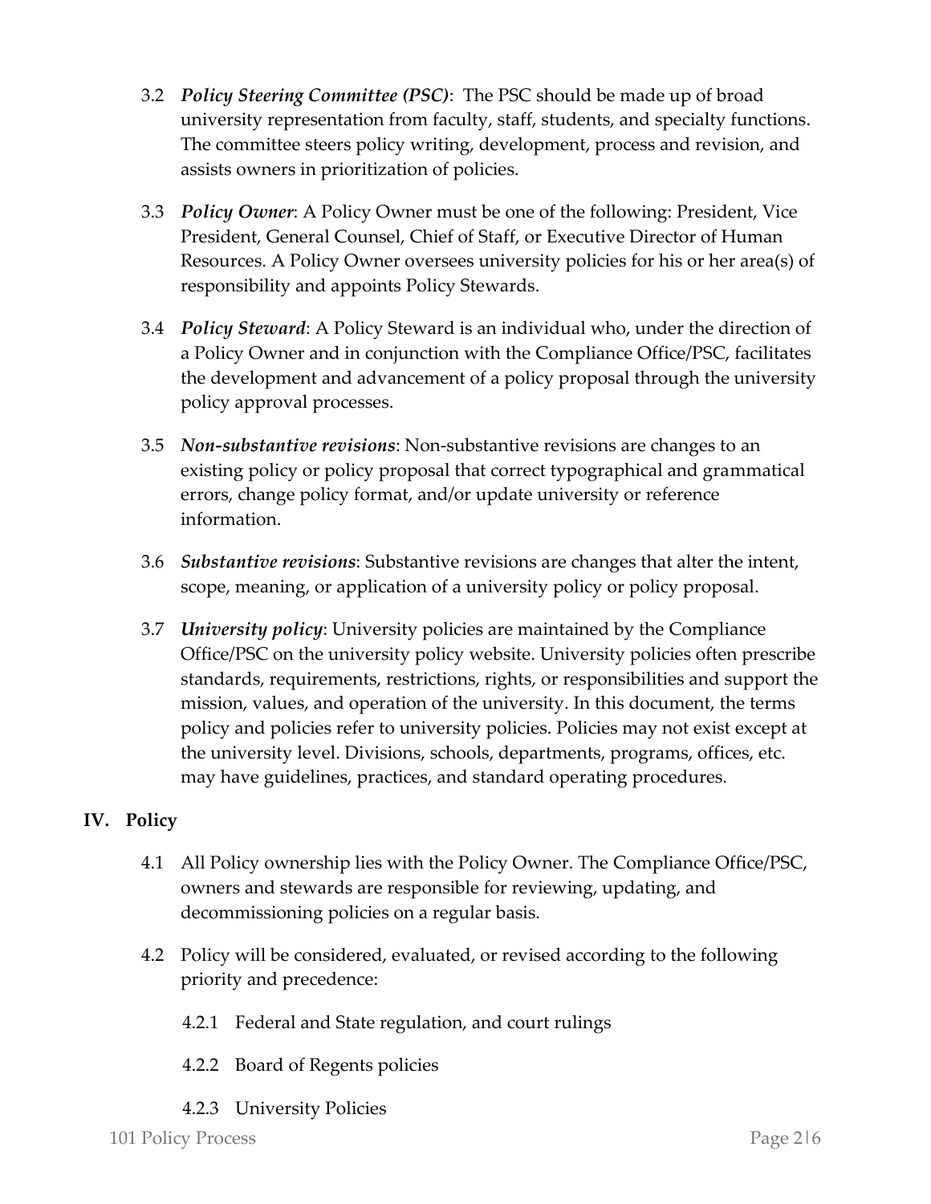3.2 ***Policy Steering Committee (PSC)***: The PSC should be made up of broad university representation from faculty, staff, students, and specialty functions. The committee steers policy writing, development, process and revision, and assists owners in prioritization of policies.

3.3 ***Policy Owner***: A Policy Owner must be one of the following: President, Vice President, General Counsel, Chief of Staff, or Executive Director of Human Resources. A Policy Owner oversees university policies for his or her area(s) of responsibility and appoints Policy Stewards.

3.4 ***Policy Steward***: A Policy Steward is an individual who, under the direction of a Policy Owner and in conjunction with the Compliance Office/PSC, facilitates the development and advancement of a policy proposal through the university policy approval processes.

3.5 ***Non-substantive revisions***: Non-substantive revisions are changes to an existing policy or policy proposal that correct typographical and grammatical errors, change policy format, and/or update university or reference information.

3.6 ***Substantive revisions***: Substantive revisions are changes that alter the intent, scope, meaning, or application of a university policy or policy proposal.

3.7 ***University policy***: University policies are maintained by the Compliance Office/PSC on the university policy website. University policies often prescribe standards, requirements, restrictions, rights, or responsibilities and support the mission, values, and operation of the university. In this document, the terms policy and policies refer to university policies. Policies may not exist except at the university level. Divisions, schools, departments, programs, offices, etc. may have guidelines, practices, and standard operating procedures.

## IV. Policy

4.1 All Policy ownership lies with the Policy Owner. The Compliance Office/PSC, owners and stewards are responsible for reviewing, updating, and decommissioning policies on a regular basis.

4.2 Policy will be considered, evaluated, or revised according to the following priority and precedence:

4.2.1 Federal and State regulation, and court rulings

4.2.2 Board of Regents policies

4.2.3 University Policies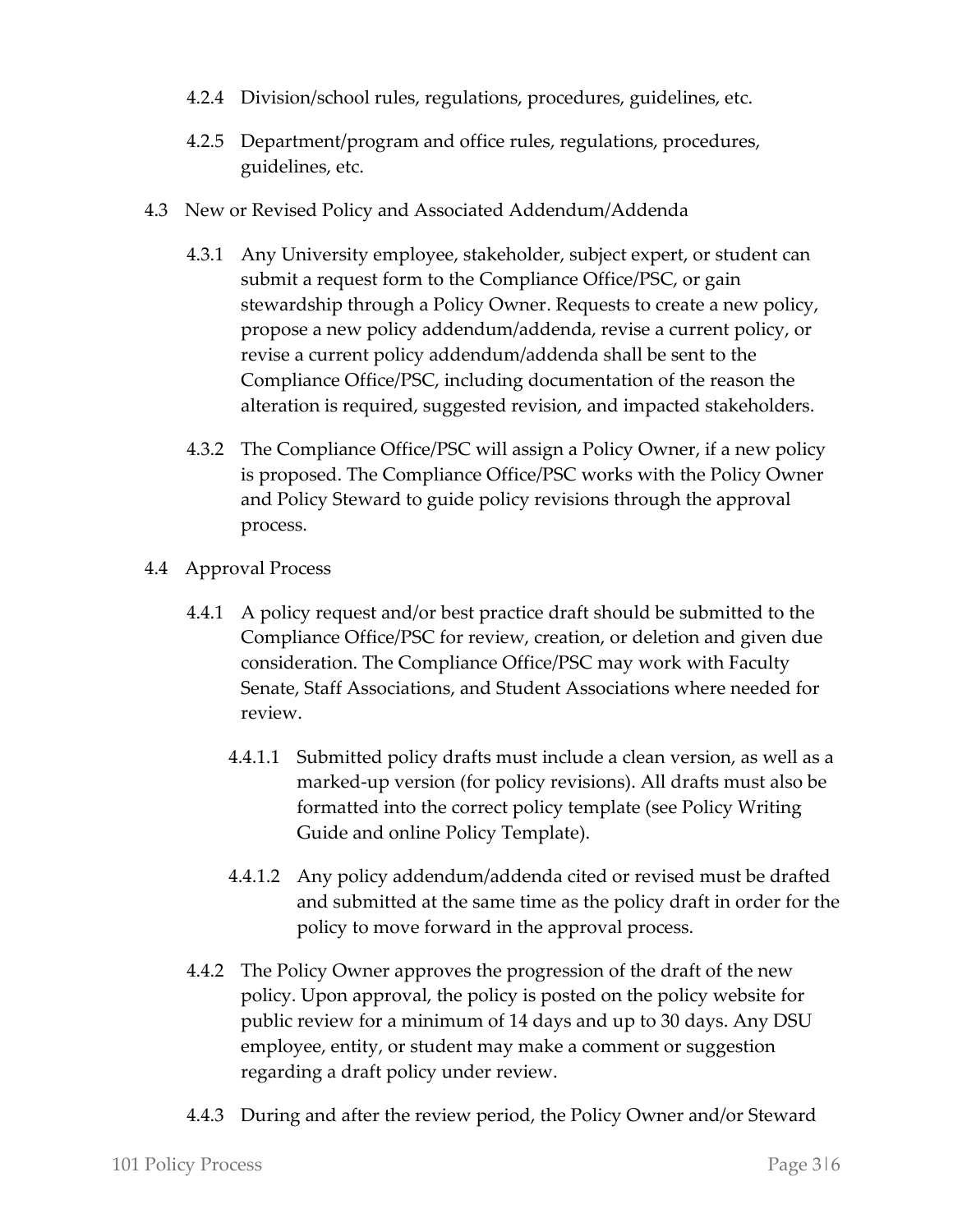4.2.4 Division/school rules, regulations, procedures, guidelines, etc.

4.2.5 Department/program and office rules, regulations, procedures, guidelines, etc.

4.3 New or Revised Policy and Associated Addendum/Addenda

4.3.1 Any University employee, stakeholder, subject expert, or student can submit a request form to the Compliance Office/PSC, or gain stewardship through a Policy Owner. Requests to create a new policy, propose a new policy addendum/addenda, revise a current policy, or revise a current policy addendum/addenda shall be sent to the Compliance Office/PSC, including documentation of the reason the alteration is required, suggested revision, and impacted stakeholders.

4.3.2 The Compliance Office/PSC will assign a Policy Owner, if a new policy is proposed. The Compliance Office/PSC works with the Policy Owner and Policy Steward to guide policy revisions through the approval process.

4.4 Approval Process

4.4.1 A policy request and/or best practice draft should be submitted to the Compliance Office/PSC for review, creation, or deletion and given due consideration. The Compliance Office/PSC may work with Faculty Senate, Staff Associations, and Student Associations where needed for review.

4.4.1.1 Submitted policy drafts must include a clean version, as well as a marked-up version (for policy revisions). All drafts must also be formatted into the correct policy template (see Policy Writing Guide and online Policy Template).

4.4.1.2 Any policy addendum/addenda cited or revised must be drafted and submitted at the same time as the policy draft in order for the policy to move forward in the approval process.

4.4.2 The Policy Owner approves the progression of the draft of the new policy. Upon approval, the policy is posted on the policy website for public review for a minimum of 14 days and up to 30 days. Any DSU employee, entity, or student may make a comment or suggestion regarding a draft policy under review.

4.4.3 During and after the review period, the Policy Owner and/or Steward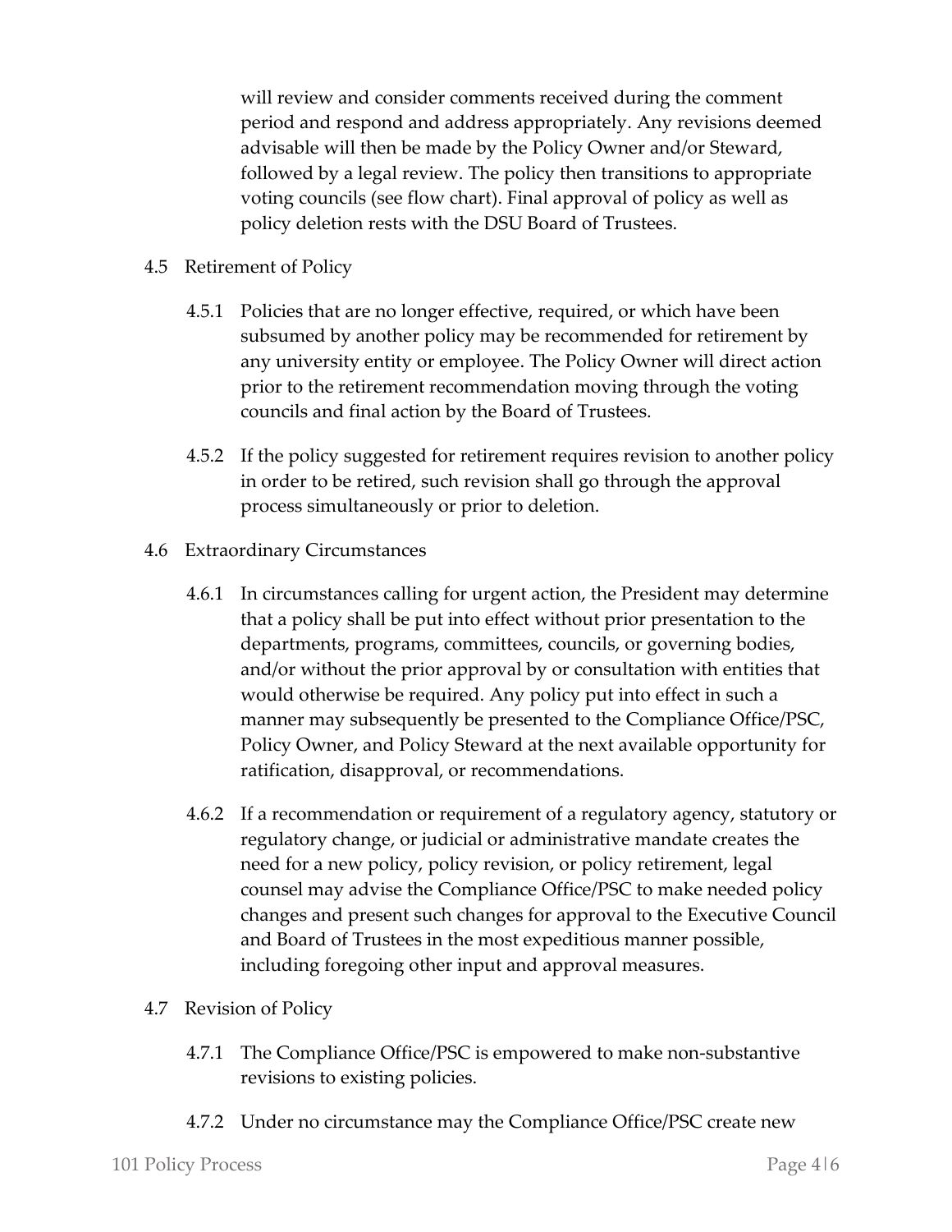will review and consider comments received during the comment period and respond and address appropriately. Any revisions deemed advisable will then be made by the Policy Owner and/or Steward, followed by a legal review. The policy then transitions to appropriate voting councils (see flow chart). Final approval of policy as well as policy deletion rests with the DSU Board of Trustees.

4.5 Retirement of Policy

4.5.1 Policies that are no longer effective, required, or which have been subsumed by another policy may be recommended for retirement by any university entity or employee. The Policy Owner will direct action prior to the retirement recommendation moving through the voting councils and final action by the Board of Trustees.

4.5.2 If the policy suggested for retirement requires revision to another policy in order to be retired, such revision shall go through the approval process simultaneously or prior to deletion.

4.6 Extraordinary Circumstances

4.6.1 In circumstances calling for urgent action, the President may determine that a policy shall be put into effect without prior presentation to the departments, programs, committees, councils, or governing bodies, and/or without the prior approval by or consultation with entities that would otherwise be required. Any policy put into effect in such a manner may subsequently be presented to the Compliance Office/PSC, Policy Owner, and Policy Steward at the next available opportunity for ratification, disapproval, or recommendations.

4.6.2 If a recommendation or requirement of a regulatory agency, statutory or regulatory change, or judicial or administrative mandate creates the need for a new policy, policy revision, or policy retirement, legal counsel may advise the Compliance Office/PSC to make needed policy changes and present such changes for approval to the Executive Council and Board of Trustees in the most expeditious manner possible, including foregoing other input and approval measures.

4.7 Revision of Policy

4.7.1 The Compliance Office/PSC is empowered to make non-substantive revisions to existing policies.

4.7.2 Under no circumstance may the Compliance Office/PSC create new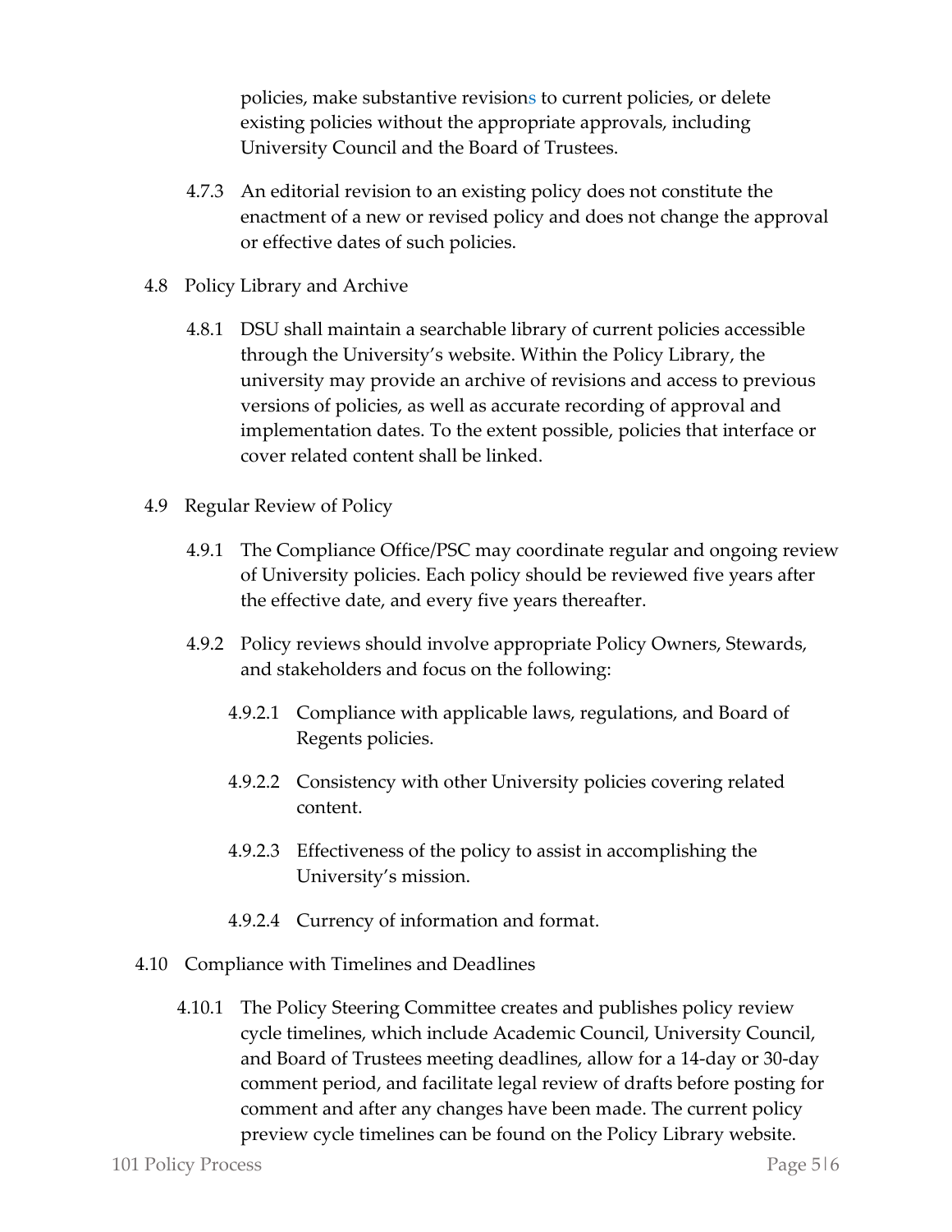policies, make substantive revisions to current policies, or delete existing policies without the appropriate approvals, including University Council and the Board of Trustees.

4.7.3 An editorial revision to an existing policy does not constitute the enactment of a new or revised policy and does not change the approval or effective dates of such policies.

4.8 Policy Library and Archive

4.8.1 DSU shall maintain a searchable library of current policies accessible through the University's website. Within the Policy Library, the university may provide an archive of revisions and access to previous versions of policies, as well as accurate recording of approval and implementation dates. To the extent possible, policies that interface or cover related content shall be linked.

4.9 Regular Review of Policy

4.9.1 The Compliance Office/PSC may coordinate regular and ongoing review of University policies. Each policy should be reviewed five years after the effective date, and every five years thereafter.

4.9.2 Policy reviews should involve appropriate Policy Owners, Stewards, and stakeholders and focus on the following:

4.9.2.1 Compliance with applicable laws, regulations, and Board of Regents policies.

4.9.2.2 Consistency with other University policies covering related content.

4.9.2.3 Effectiveness of the policy to assist in accomplishing the University's mission.

4.9.2.4 Currency of information and format.

4.10 Compliance with Timelines and Deadlines

4.10.1 The Policy Steering Committee creates and publishes policy review cycle timelines, which include Academic Council, University Council, and Board of Trustees meeting deadlines, allow for a 14-day or 30-day comment period, and facilitate legal review of drafts before posting for comment and after any changes have been made. The current policy preview cycle timelines can be found on the Policy Library website.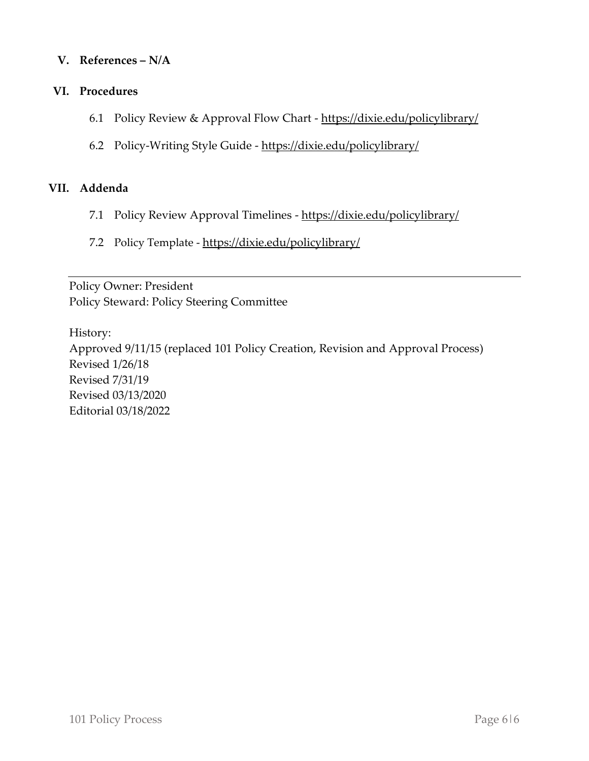## V. References – N/A

## VI. Procedures

6.1 Policy Review & Approval Flow Chart - https://dixie.edu/policylibrary/

6.2 Policy-Writing Style Guide - https://dixie.edu/policylibrary/

## VII. Addenda

7.1 Policy Review Approval Timelines - https://dixie.edu/policylibrary/

7.2 Policy Template - https://dixie.edu/policylibrary/

---

Policy Owner: President
Policy Steward: Policy Steering Committee

History:
Approved 9/11/15 (replaced 101 Policy Creation, Revision and Approval Process)
Revised 1/26/18
Revised 7/31/19
Revised 03/13/2020
Editorial 03/18/2022